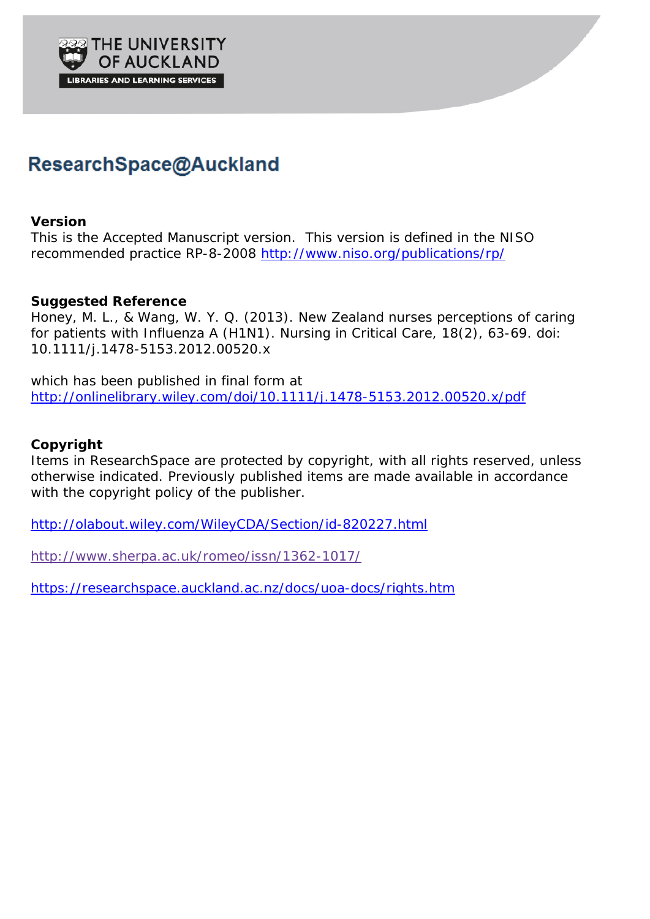THE UNIVERSITY OF AUCKLAND

LIBRARIES AND LEARNING SERVICES

# ResearchSpace@Auckland

**Version**

This is the Accepted Manuscript version. This version is defined in the NISO recommended practice RP-8-2008 http://www.niso.org/publications/rp/

**Suggested Reference**

Honey, M. L., & Wang, W. Y. Q. (2013). New Zealand nurses perceptions of caring for patients with Influenza A (H1N1). Nursing in Critical Care, 18(2), 63-69. doi: 10.1111/j.1478-5153.2012.00520.x

which has been published in final form at http://onlinelibrary.wiley.com/doi/10.1111/j.1478-5153.2012.00520.x/pdf

**Copyright**

Items in ResearchSpace are protected by copyright, with all rights reserved, unless otherwise indicated. Previously published items are made available in accordance with the copyright policy of the publisher.

http://olabout.wiley.com/WileyCDA/Section/id-820227.html

http://www.sherpa.ac.uk/romeo/issn/1362-1017/

https://researchspace.auckland.ac.nz/docs/uoa-docs/rights.htm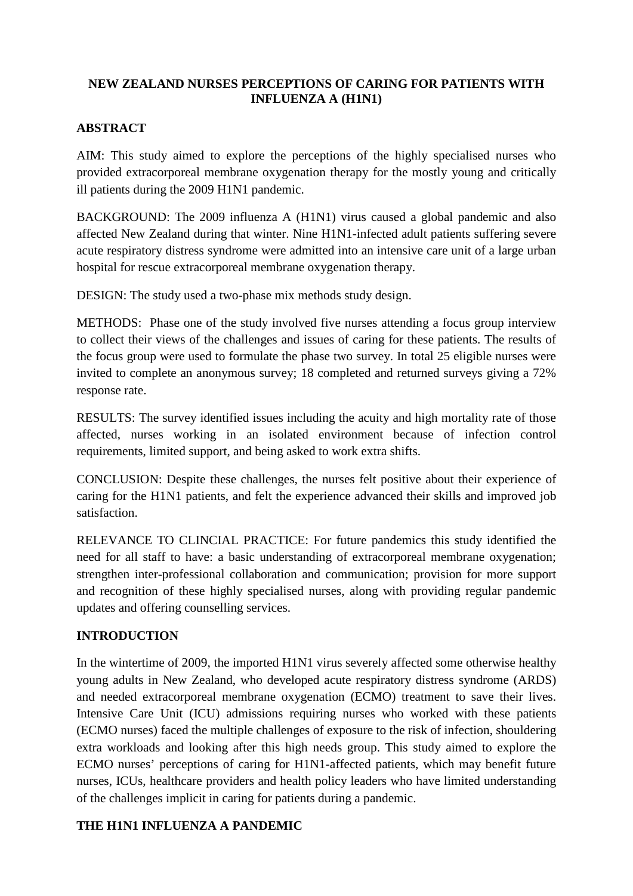# NEW ZEALAND NURSES PERCEPTIONS OF CARING FOR PATIENTS WITH INFLUENZA A (H1N1)

## ABSTRACT

AIM: This study aimed to explore the perceptions of the highly specialised nurses who provided extracorporeal membrane oxygenation therapy for the mostly young and critically ill patients during the 2009 H1N1 pandemic.

BACKGROUND: The 2009 influenza A (H1N1) virus caused a global pandemic and also affected New Zealand during that winter. Nine H1N1-infected adult patients suffering severe acute respiratory distress syndrome were admitted into an intensive care unit of a large urban hospital for rescue extracorporeal membrane oxygenation therapy.

DESIGN: The study used a two-phase mix methods study design.

METHODS: Phase one of the study involved five nurses attending a focus group interview to collect their views of the challenges and issues of caring for these patients. The results of the focus group were used to formulate the phase two survey. In total 25 eligible nurses were invited to complete an anonymous survey; 18 completed and returned surveys giving a 72% response rate.

RESULTS: The survey identified issues including the acuity and high mortality rate of those affected, nurses working in an isolated environment because of infection control requirements, limited support, and being asked to work extra shifts.

CONCLUSION: Despite these challenges, the nurses felt positive about their experience of caring for the H1N1 patients, and felt the experience advanced their skills and improved job satisfaction.

RELEVANCE TO CLINCIAL PRACTICE: For future pandemics this study identified the need for all staff to have: a basic understanding of extracorporeal membrane oxygenation; strengthen inter-professional collaboration and communication; provision for more support and recognition of these highly specialised nurses, along with providing regular pandemic updates and offering counselling services.

## INTRODUCTION

In the wintertime of 2009, the imported H1N1 virus severely affected some otherwise healthy young adults in New Zealand, who developed acute respiratory distress syndrome (ARDS) and needed extracorporeal membrane oxygenation (ECMO) treatment to save their lives. Intensive Care Unit (ICU) admissions requiring nurses who worked with these patients (ECMO nurses) faced the multiple challenges of exposure to the risk of infection, shouldering extra workloads and looking after this high needs group. This study aimed to explore the ECMO nurses' perceptions of caring for H1N1-affected patients, which may benefit future nurses, ICUs, healthcare providers and health policy leaders who have limited understanding of the challenges implicit in caring for patients during a pandemic.

## THE H1N1 INFLUENZA A PANDEMIC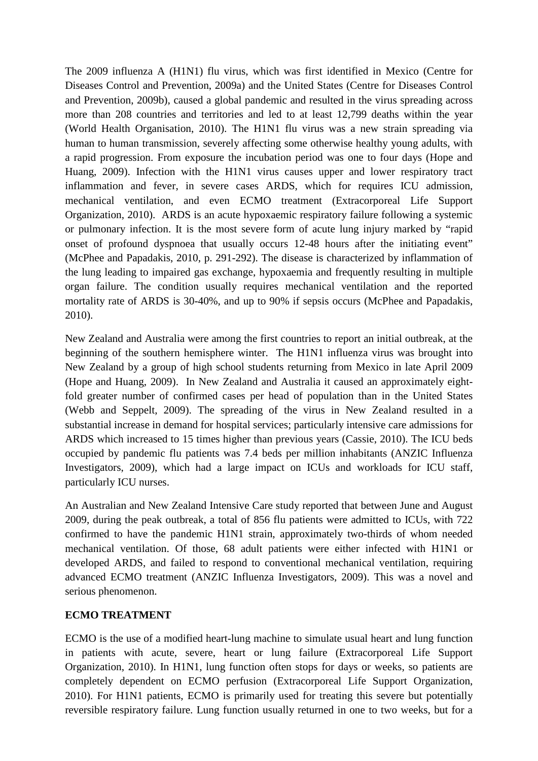The 2009 influenza A (H1N1) flu virus, which was first identified in Mexico (Centre for Diseases Control and Prevention, 2009a) and the United States (Centre for Diseases Control and Prevention, 2009b), caused a global pandemic and resulted in the virus spreading across more than 208 countries and territories and led to at least 12,799 deaths within the year (World Health Organisation, 2010). The H1N1 flu virus was a new strain spreading via human to human transmission, severely affecting some otherwise healthy young adults, with a rapid progression. From exposure the incubation period was one to four days (Hope and Huang, 2009). Infection with the H1N1 virus causes upper and lower respiratory tract inflammation and fever, in severe cases ARDS, which for requires ICU admission, mechanical ventilation, and even ECMO treatment (Extracorporeal Life Support Organization, 2010). ARDS is an acute hypoxaemic respiratory failure following a systemic or pulmonary infection. It is the most severe form of acute lung injury marked by "rapid onset of profound dyspnoea that usually occurs 12-48 hours after the initiating event" (McPhee and Papadakis, 2010, p. 291-292). The disease is characterized by inflammation of the lung leading to impaired gas exchange, hypoxaemia and frequently resulting in multiple organ failure. The condition usually requires mechanical ventilation and the reported mortality rate of ARDS is 30-40%, and up to 90% if sepsis occurs (McPhee and Papadakis, 2010).

New Zealand and Australia were among the first countries to report an initial outbreak, at the beginning of the southern hemisphere winter. The H1N1 influenza virus was brought into New Zealand by a group of high school students returning from Mexico in late April 2009 (Hope and Huang, 2009). In New Zealand and Australia it caused an approximately eight-fold greater number of confirmed cases per head of population than in the United States (Webb and Seppelt, 2009). The spreading of the virus in New Zealand resulted in a substantial increase in demand for hospital services; particularly intensive care admissions for ARDS which increased to 15 times higher than previous years (Cassie, 2010). The ICU beds occupied by pandemic flu patients was 7.4 beds per million inhabitants (ANZIC Influenza Investigators, 2009), which had a large impact on ICUs and workloads for ICU staff, particularly ICU nurses.

An Australian and New Zealand Intensive Care study reported that between June and August 2009, during the peak outbreak, a total of 856 flu patients were admitted to ICUs, with 722 confirmed to have the pandemic H1N1 strain, approximately two-thirds of whom needed mechanical ventilation. Of those, 68 adult patients were either infected with H1N1 or developed ARDS, and failed to respond to conventional mechanical ventilation, requiring advanced ECMO treatment (ANZIC Influenza Investigators, 2009). This was a novel and serious phenomenon.

## ECMO TREATMENT

ECMO is the use of a modified heart-lung machine to simulate usual heart and lung function in patients with acute, severe, heart or lung failure (Extracorporeal Life Support Organization, 2010). In H1N1, lung function often stops for days or weeks, so patients are completely dependent on ECMO perfusion (Extracorporeal Life Support Organization, 2010). For H1N1 patients, ECMO is primarily used for treating this severe but potentially reversible respiratory failure. Lung function usually returned in one to two weeks, but for a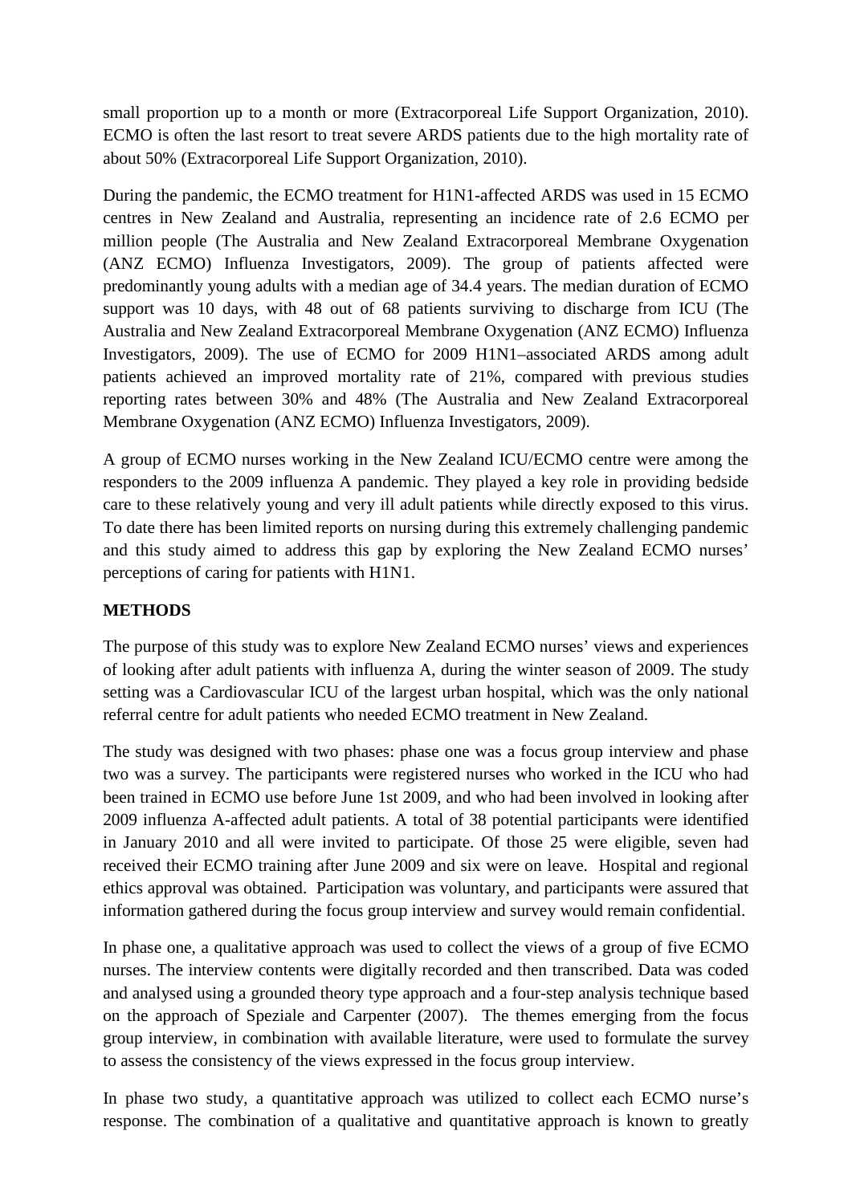small proportion up to a month or more (Extracorporeal Life Support Organization, 2010). ECMO is often the last resort to treat severe ARDS patients due to the high mortality rate of about 50% (Extracorporeal Life Support Organization, 2010).

During the pandemic, the ECMO treatment for H1N1-affected ARDS was used in 15 ECMO centres in New Zealand and Australia, representing an incidence rate of 2.6 ECMO per million people (The Australia and New Zealand Extracorporeal Membrane Oxygenation (ANZ ECMO) Influenza Investigators, 2009). The group of patients affected were predominantly young adults with a median age of 34.4 years. The median duration of ECMO support was 10 days, with 48 out of 68 patients surviving to discharge from ICU (The Australia and New Zealand Extracorporeal Membrane Oxygenation (ANZ ECMO) Influenza Investigators, 2009). The use of ECMO for 2009 H1N1–associated ARDS among adult patients achieved an improved mortality rate of 21%, compared with previous studies reporting rates between 30% and 48% (The Australia and New Zealand Extracorporeal Membrane Oxygenation (ANZ ECMO) Influenza Investigators, 2009).

A group of ECMO nurses working in the New Zealand ICU/ECMO centre were among the responders to the 2009 influenza A pandemic. They played a key role in providing bedside care to these relatively young and very ill adult patients while directly exposed to this virus. To date there has been limited reports on nursing during this extremely challenging pandemic and this study aimed to address this gap by exploring the New Zealand ECMO nurses' perceptions of caring for patients with H1N1.

**METHODS**

The purpose of this study was to explore New Zealand ECMO nurses' views and experiences of looking after adult patients with influenza A, during the winter season of 2009. The study setting was a Cardiovascular ICU of the largest urban hospital, which was the only national referral centre for adult patients who needed ECMO treatment in New Zealand.

The study was designed with two phases: phase one was a focus group interview and phase two was a survey. The participants were registered nurses who worked in the ICU who had been trained in ECMO use before June 1st 2009, and who had been involved in looking after 2009 influenza A-affected adult patients. A total of 38 potential participants were identified in January 2010 and all were invited to participate. Of those 25 were eligible, seven had received their ECMO training after June 2009 and six were on leave. Hospital and regional ethics approval was obtained. Participation was voluntary, and participants were assured that information gathered during the focus group interview and survey would remain confidential.

In phase one, a qualitative approach was used to collect the views of a group of five ECMO nurses. The interview contents were digitally recorded and then transcribed. Data was coded and analysed using a grounded theory type approach and a four-step analysis technique based on the approach of Speziale and Carpenter (2007). The themes emerging from the focus group interview, in combination with available literature, were used to formulate the survey to assess the consistency of the views expressed in the focus group interview.

In phase two study, a quantitative approach was utilized to collect each ECMO nurse's response. The combination of a qualitative and quantitative approach is known to greatly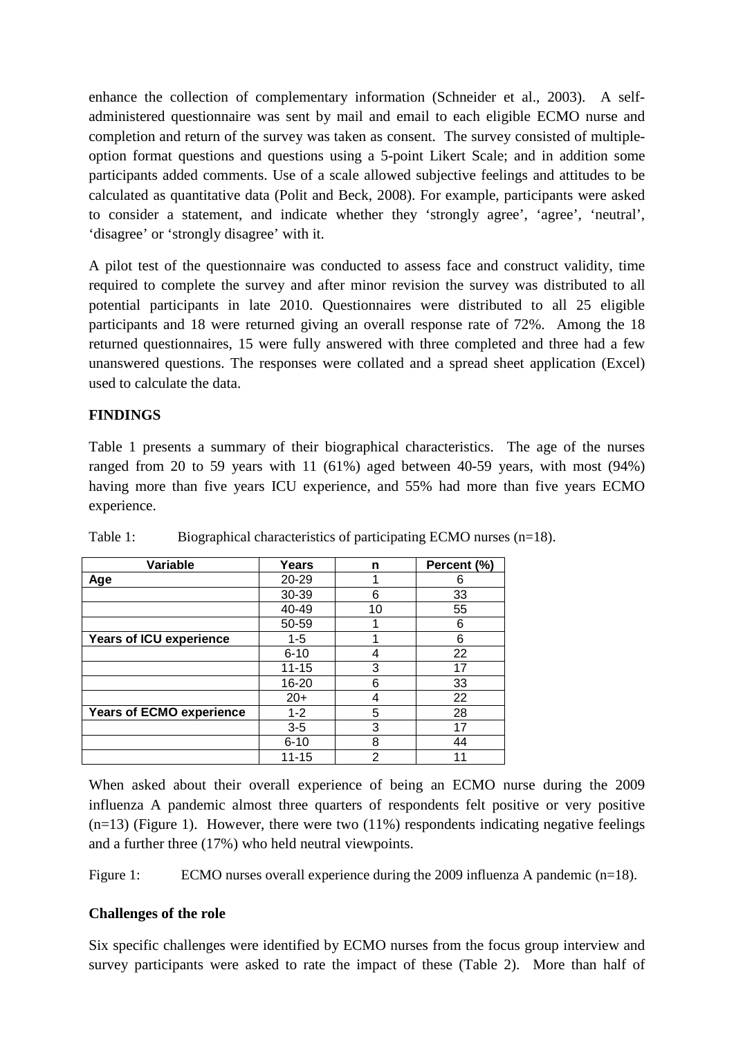enhance the collection of complementary information (Schneider et al., 2003). A self-administered questionnaire was sent by mail and email to each eligible ECMO nurse and completion and return of the survey was taken as consent. The survey consisted of multiple-option format questions and questions using a 5-point Likert Scale; and in addition some participants added comments. Use of a scale allowed subjective feelings and attitudes to be calculated as quantitative data (Polit and Beck, 2008). For example, participants were asked to consider a statement, and indicate whether they 'strongly agree', 'agree', 'neutral', 'disagree' or 'strongly disagree' with it.

A pilot test of the questionnaire was conducted to assess face and construct validity, time required to complete the survey and after minor revision the survey was distributed to all potential participants in late 2010. Questionnaires were distributed to all 25 eligible participants and 18 were returned giving an overall response rate of 72%. Among the 18 returned questionnaires, 15 were fully answered with three completed and three had a few unanswered questions. The responses were collated and a spread sheet application (Excel) used to calculate the data.

## FINDINGS

Table 1 presents a summary of their biographical characteristics. The age of the nurses ranged from 20 to 59 years with 11 (61%) aged between 40-59 years, with most (94%) having more than five years ICU experience, and 55% had more than five years ECMO experience.

Table 1: Biographical characteristics of participating ECMO nurses (n=18).

| Variable | Years | n | Percent (%) |
|---|---|---|---|
| **Age** | 20-29 | 1 | 6 |
| | 30-39 | 6 | 33 |
| | 40-49 | 10 | 55 |
| | 50-59 | 1 | 6 |
| **Years of ICU experience** | 1-5 | 1 | 6 |
| | 6-10 | 4 | 22 |
| | 11-15 | 3 | 17 |
| | 16-20 | 6 | 33 |
| | 20+ | 4 | 22 |
| **Years of ECMO experience** | 1-2 | 5 | 28 |
| | 3-5 | 3 | 17 |
| | 6-10 | 8 | 44 |
| | 11-15 | 2 | 11 |

When asked about their overall experience of being an ECMO nurse during the 2009 influenza A pandemic almost three quarters of respondents felt positive or very positive (n=13) (Figure 1). However, there were two (11%) respondents indicating negative feelings and a further three (17%) who held neutral viewpoints.

Figure 1: ECMO nurses overall experience during the 2009 influenza A pandemic (n=18).

### Challenges of the role

Six specific challenges were identified by ECMO nurses from the focus group interview and survey participants were asked to rate the impact of these (Table 2). More than half of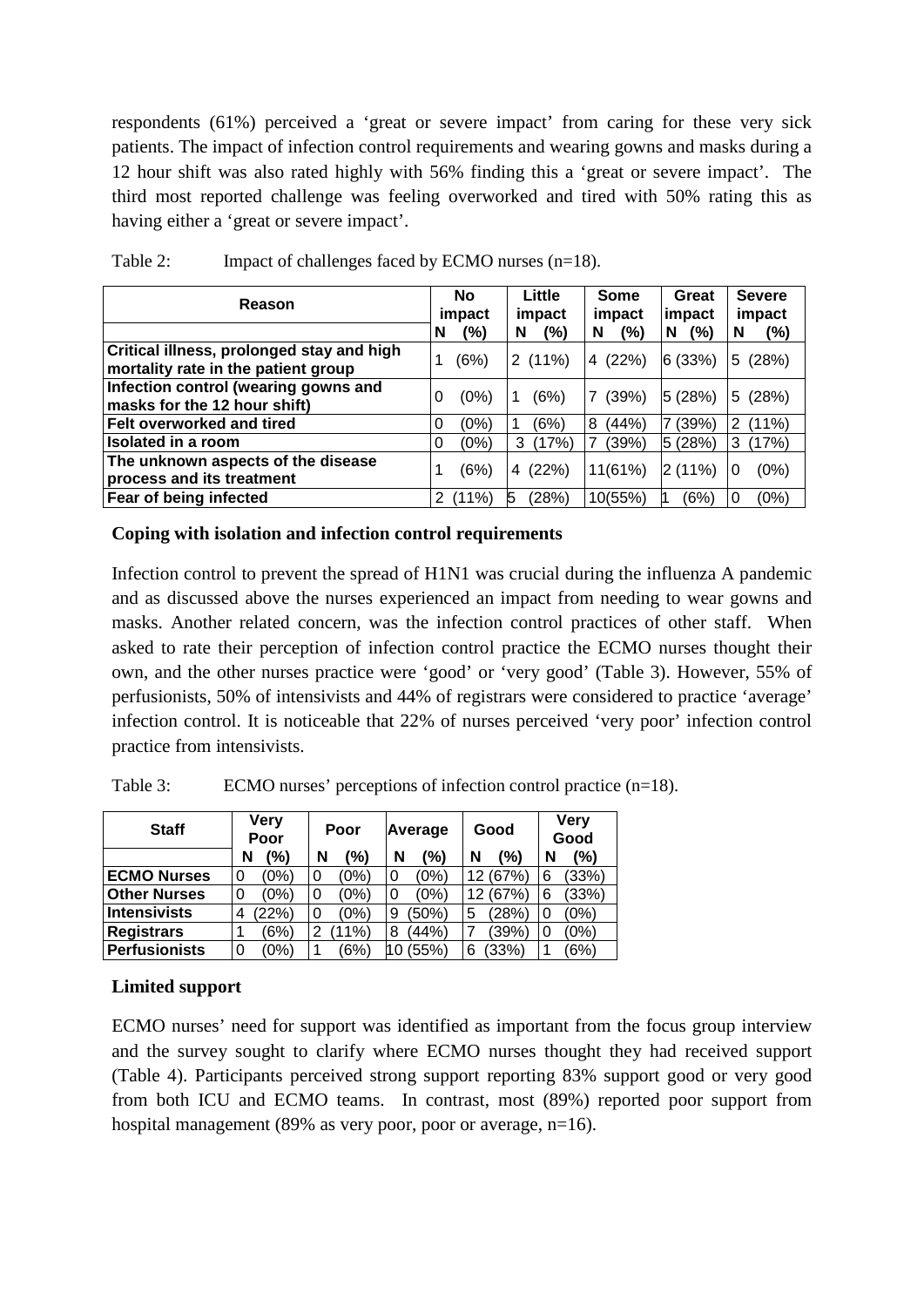respondents (61%) perceived a 'great or severe impact' from caring for these very sick patients. The impact of infection control requirements and wearing gowns and masks during a 12 hour shift was also rated highly with 56% finding this a 'great or severe impact'. The third most reported challenge was feeling overworked and tired with 50% rating this as having either a 'great or severe impact'.

Table 2: Impact of challenges faced by ECMO nurses (n=18).

| Reason | No impact | | Little impact | | Some impact | | Great impact | | Severe impact | |
|---|---|---|---|---|---|---|---|---|---|---|
| | N | (%) | N | (%) | N | (%) | N | (%) | N | (%) |
| **Critical illness, prolonged stay and high mortality rate in the patient group** | 1 | (6%) | 2 | (11%) | 4 | (22%) | 6 | (33%) | 5 | (28%) |
| **Infection control (wearing gowns and masks for the 12 hour shift)** | 0 | (0%) | 1 | (6%) | 7 | (39%) | 5 | (28%) | 5 | (28%) |
| **Felt overworked and tired** | 0 | (0%) | 1 | (6%) | 8 | (44%) | 7 | (39%) | 2 | (11%) |
| **Isolated in a room** | 0 | (0%) | 3 | (17%) | 7 | (39%) | 5 | (28%) | 3 | (17%) |
| **The unknown aspects of the disease process and its treatment** | 1 | (6%) | 4 | (22%) | 11 | (61%) | 2 | (11%) | 0 | (0%) |
| **Fear of being infected** | 2 | (11%) | 5 | (28%) | 10 | (55%) | 1 | (6%) | 0 | (0%) |

**Coping with isolation and infection control requirements**

Infection control to prevent the spread of H1N1 was crucial during the influenza A pandemic and as discussed above the nurses experienced an impact from needing to wear gowns and masks. Another related concern, was the infection control practices of other staff. When asked to rate their perception of infection control practice the ECMO nurses thought their own, and the other nurses practice were 'good' or 'very good' (Table 3). However, 55% of perfusionists, 50% of intensivists and 44% of registrars were considered to practice 'average' infection control. It is noticeable that 22% of nurses perceived 'very poor' infection control practice from intensivists.

Table 3: ECMO nurses' perceptions of infection control practice (n=18).

| Staff | Very Poor | | Poor | | Average | | Good | | Very Good | |
|---|---|---|---|---|---|---|---|---|---|---|
| | N | (%) | N | (%) | N | (%) | N | (%) | N | (%) |
| **ECMO Nurses** | 0 | (0%) | 0 | (0%) | 0 | (0%) | 12 | (67%) | 6 | (33%) |
| **Other Nurses** | 0 | (0%) | 0 | (0%) | 0 | (0%) | 12 | (67%) | 6 | (33%) |
| **Intensivists** | 4 | (22%) | 0 | (0%) | 9 | (50%) | 5 | (28%) | 0 | (0%) |
| **Registrars** | 1 | (6%) | 2 | (11%) | 8 | (44%) | 7 | (39%) | 0 | (0%) |
| **Perfusionists** | 0 | (0%) | 1 | (6%) | 10 | (55%) | 6 | (33%) | 1 | (6%) |

**Limited support**

ECMO nurses' need for support was identified as important from the focus group interview and the survey sought to clarify where ECMO nurses thought they had received support (Table 4). Participants perceived strong support reporting 83% support good or very good from both ICU and ECMO teams. In contrast, most (89%) reported poor support from hospital management (89% as very poor, poor or average, n=16).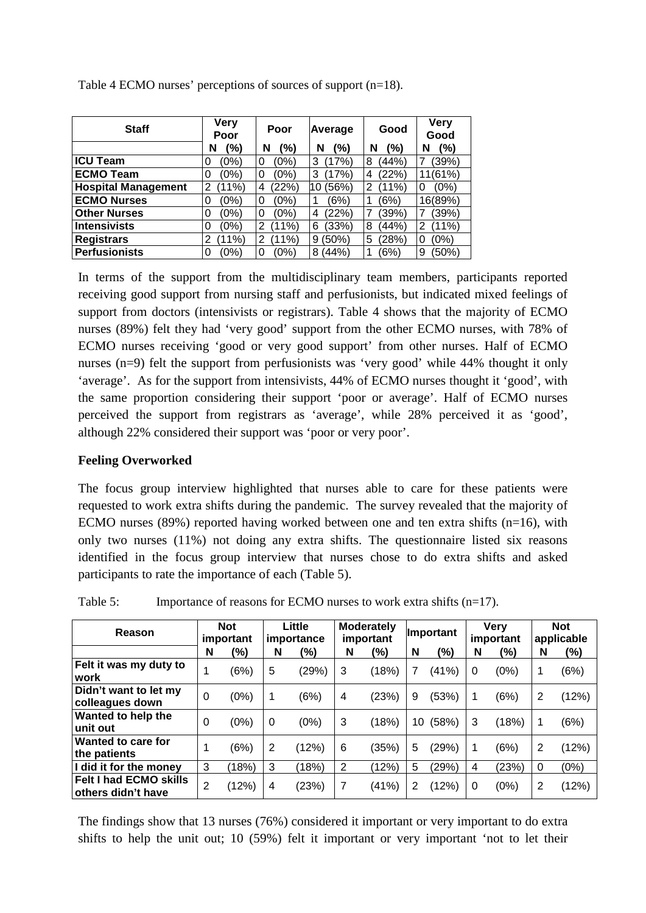Table 4 ECMO nurses' perceptions of sources of support (n=18).

| Staff | Very Poor | Poor | Average | Good | Very Good |
|---|---|---|---|---|---|
| | N (%) | N (%) | N (%) | N (%) | N (%) |
| **ICU Team** | 0 (0%) | 0 (0%) | 3 (17%) | 8 (44%) | 7 (39%) |
| **ECMO Team** | 0 (0%) | 0 (0%) | 3 (17%) | 4 (22%) | 11(61%) |
| **Hospital Management** | 2 (11%) | 4 (22%) | 10 (56%) | 2 (11%) | 0 (0%) |
| **ECMO Nurses** | 0 (0%) | 0 (0%) | 1 (6%) | 1 (6%) | 16(89%) |
| **Other Nurses** | 0 (0%) | 0 (0%) | 4 (22%) | 7 (39%) | 7 (39%) |
| **Intensivists** | 0 (0%) | 2 (11%) | 6 (33%) | 8 (44%) | 2 (11%) |
| **Registrars** | 2 (11%) | 2 (11%) | 9 (50%) | 5 (28%) | 0 (0%) |
| **Perfusionists** | 0 (0%) | 0 (0%) | 8 (44%) | 1 (6%) | 9 (50%) |

In terms of the support from the multidisciplinary team members, participants reported receiving good support from nursing staff and perfusionists, but indicated mixed feelings of support from doctors (intensivists or registrars). Table 4 shows that the majority of ECMO nurses (89%) felt they had 'very good' support from the other ECMO nurses, with 78% of ECMO nurses receiving 'good or very good support' from other nurses. Half of ECMO nurses (n=9) felt the support from perfusionists was 'very good' while 44% thought it only 'average'. As for the support from intensivists, 44% of ECMO nurses thought it 'good', with the same proportion considering their support 'poor or average'. Half of ECMO nurses perceived the support from registrars as 'average', while 28% perceived it as 'good', although 22% considered their support was 'poor or very poor'.

**Feeling Overworked**

The focus group interview highlighted that nurses able to care for these patients were requested to work extra shifts during the pandemic. The survey revealed that the majority of ECMO nurses (89%) reported having worked between one and ten extra shifts (n=16), with only two nurses (11%) not doing any extra shifts. The questionnaire listed six reasons identified in the focus group interview that nurses chose to do extra shifts and asked participants to rate the importance of each (Table 5).

Table 5: Importance of reasons for ECMO nurses to work extra shifts (n=17).

| Reason | Not important | | Little importance | | Moderately important | | Important | | Very important | | Not applicable | |
|---|---|---|---|---|---|---|---|---|---|---|---|---|
| | N | (%) | N | (%) | N | (%) | N | (%) | N | (%) | N | (%) |
| **Felt it was my duty to work** | 1 | (6%) | 5 | (29%) | 3 | (18%) | 7 | (41%) | 0 | (0%) | 1 | (6%) |
| **Didn't want to let my colleagues down** | 0 | (0%) | 1 | (6%) | 4 | (23%) | 9 | (53%) | 1 | (6%) | 2 | (12%) |
| **Wanted to help the unit out** | 0 | (0%) | 0 | (0%) | 3 | (18%) | 10 | (58%) | 3 | (18%) | 1 | (6%) |
| **Wanted to care for the patients** | 1 | (6%) | 2 | (12%) | 6 | (35%) | 5 | (29%) | 1 | (6%) | 2 | (12%) |
| **I did it for the money** | 3 | (18%) | 3 | (18%) | 2 | (12%) | 5 | (29%) | 4 | (23%) | 0 | (0%) |
| **Felt I had ECMO skills others didn't have** | 2 | (12%) | 4 | (23%) | 7 | (41%) | 2 | (12%) | 0 | (0%) | 2 | (12%) |

The findings show that 13 nurses (76%) considered it important or very important to do extra shifts to help the unit out; 10 (59%) felt it important or very important 'not to let their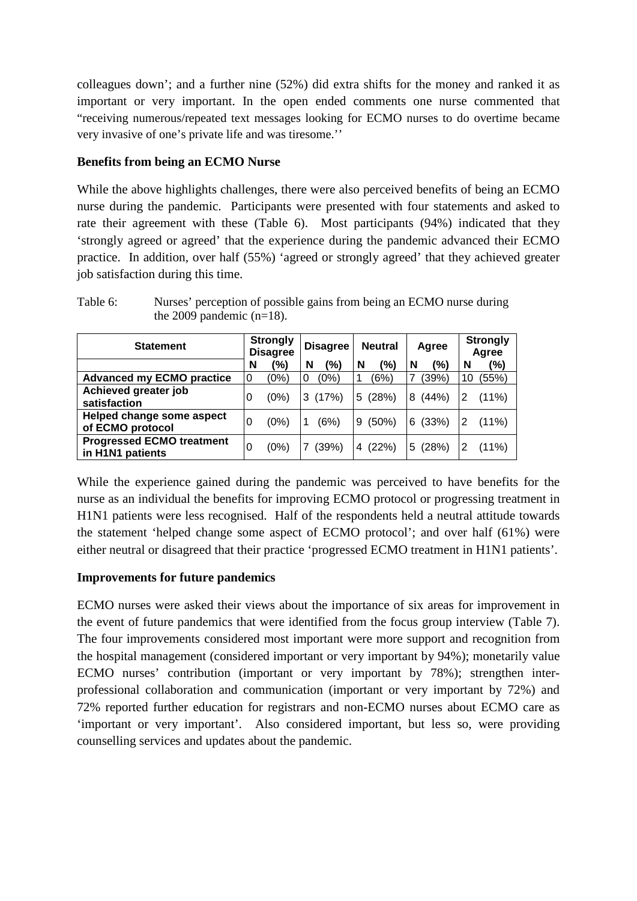colleagues down'; and a further nine (52%) did extra shifts for the money and ranked it as important or very important. In the open ended comments one nurse commented that "receiving numerous/repeated text messages looking for ECMO nurses to do overtime became very invasive of one's private life and was tiresome.''

**Benefits from being an ECMO Nurse**

While the above highlights challenges, there were also perceived benefits of being an ECMO nurse during the pandemic. Participants were presented with four statements and asked to rate their agreement with these (Table 6). Most participants (94%) indicated that they 'strongly agreed or agreed' that the experience during the pandemic advanced their ECMO practice. In addition, over half (55%) 'agreed or strongly agreed' that they achieved greater job satisfaction during this time.

Table 6: Nurses' perception of possible gains from being an ECMO nurse during the 2009 pandemic (n=18).

| Statement | Strongly Disagree | | Disagree | | Neutral | | Agree | | Strongly Agree | |
|---|---|---|---|---|---|---|---|---|---|---|
| | N | (%) | N | (%) | N | (%) | N | (%) | N | (%) |
| **Advanced my ECMO practice** | 0 | (0%) | 0 | (0%) | 1 | (6%) | 7 | (39%) | 10 | (55%) |
| **Achieved greater job satisfaction** | 0 | (0%) | 3 | (17%) | 5 | (28%) | 8 | (44%) | 2 | (11%) |
| **Helped change some aspect of ECMO protocol** | 0 | (0%) | 1 | (6%) | 9 | (50%) | 6 | (33%) | 2 | (11%) |
| **Progressed ECMO treatment in H1N1 patients** | 0 | (0%) | 7 | (39%) | 4 | (22%) | 5 | (28%) | 2 | (11%) |

While the experience gained during the pandemic was perceived to have benefits for the nurse as an individual the benefits for improving ECMO protocol or progressing treatment in H1N1 patients were less recognised. Half of the respondents held a neutral attitude towards the statement 'helped change some aspect of ECMO protocol'; and over half (61%) were either neutral or disagreed that their practice 'progressed ECMO treatment in H1N1 patients'.

**Improvements for future pandemics**

ECMO nurses were asked their views about the importance of six areas for improvement in the event of future pandemics that were identified from the focus group interview (Table 7). The four improvements considered most important were more support and recognition from the hospital management (considered important or very important by 94%); monetarily value ECMO nurses' contribution (important or very important by 78%); strengthen inter-professional collaboration and communication (important or very important by 72%) and 72% reported further education for registrars and non-ECMO nurses about ECMO care as 'important or very important'. Also considered important, but less so, were providing counselling services and updates about the pandemic.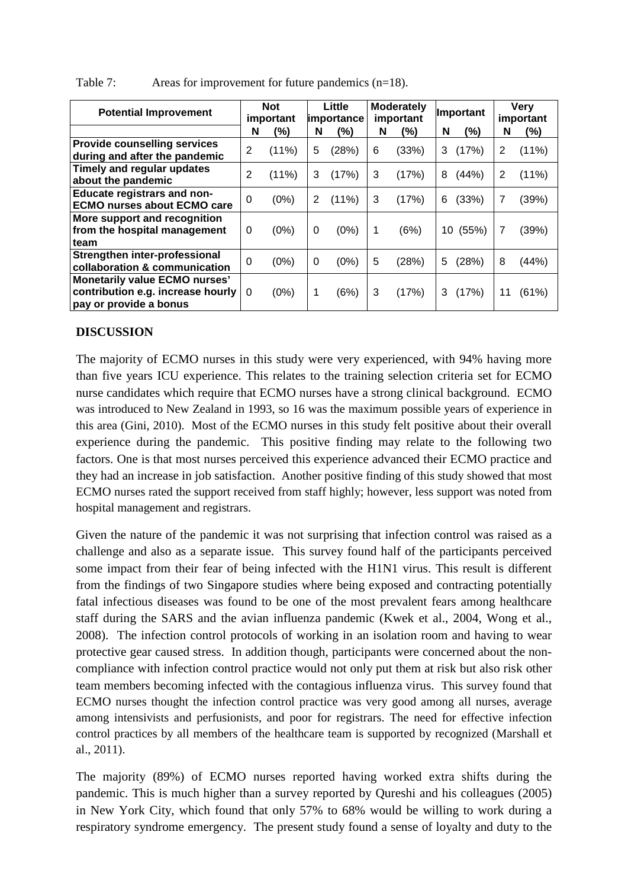Table 7: Areas for improvement for future pandemics (n=18).

| Potential Improvement | Not important | | Little importance | | Moderately important | | Important | | Very important | |
|---|---|---|---|---|---|---|---|---|---|---|
| | N | (%) | N | (%) | N | (%) | N | (%) | N | (%) |
| **Provide counselling services during and after the pandemic** | 2 | (11%) | 5 | (28%) | 6 | (33%) | 3 | (17%) | 2 | (11%) |
| **Timely and regular updates about the pandemic** | 2 | (11%) | 3 | (17%) | 3 | (17%) | 8 | (44%) | 2 | (11%) |
| **Educate registrars and non-ECMO nurses about ECMO care** | 0 | (0%) | 2 | (11%) | 3 | (17%) | 6 | (33%) | 7 | (39%) |
| **More support and recognition from the hospital management team** | 0 | (0%) | 0 | (0%) | 1 | (6%) | 10 | (55%) | 7 | (39%) |
| **Strengthen inter-professional collaboration & communication** | 0 | (0%) | 0 | (0%) | 5 | (28%) | 5 | (28%) | 8 | (44%) |
| **Monetarily value ECMO nurses' contribution e.g. increase hourly pay or provide a bonus** | 0 | (0%) | 1 | (6%) | 3 | (17%) | 3 | (17%) | 11 | (61%) |

## DISCUSSION

The majority of ECMO nurses in this study were very experienced, with 94% having more than five years ICU experience. This relates to the training selection criteria set for ECMO nurse candidates which require that ECMO nurses have a strong clinical background. ECMO was introduced to New Zealand in 1993, so 16 was the maximum possible years of experience in this area (Gini, 2010). Most of the ECMO nurses in this study felt positive about their overall experience during the pandemic. This positive finding may relate to the following two factors. One is that most nurses perceived this experience advanced their ECMO practice and they had an increase in job satisfaction. Another positive finding of this study showed that most ECMO nurses rated the support received from staff highly; however, less support was noted from hospital management and registrars.

Given the nature of the pandemic it was not surprising that infection control was raised as a challenge and also as a separate issue. This survey found half of the participants perceived some impact from their fear of being infected with the H1N1 virus. This result is different from the findings of two Singapore studies where being exposed and contracting potentially fatal infectious diseases was found to be one of the most prevalent fears among healthcare staff during the SARS and the avian influenza pandemic (Kwek et al., 2004, Wong et al., 2008). The infection control protocols of working in an isolation room and having to wear protective gear caused stress. In addition though, participants were concerned about the non-compliance with infection control practice would not only put them at risk but also risk other team members becoming infected with the contagious influenza virus. This survey found that ECMO nurses thought the infection control practice was very good among all nurses, average among intensivists and perfusionists, and poor for registrars. The need for effective infection control practices by all members of the healthcare team is supported by recognized (Marshall et al., 2011).

The majority (89%) of ECMO nurses reported having worked extra shifts during the pandemic. This is much higher than a survey reported by Qureshi and his colleagues (2005) in New York City, which found that only 57% to 68% would be willing to work during a respiratory syndrome emergency. The present study found a sense of loyalty and duty to the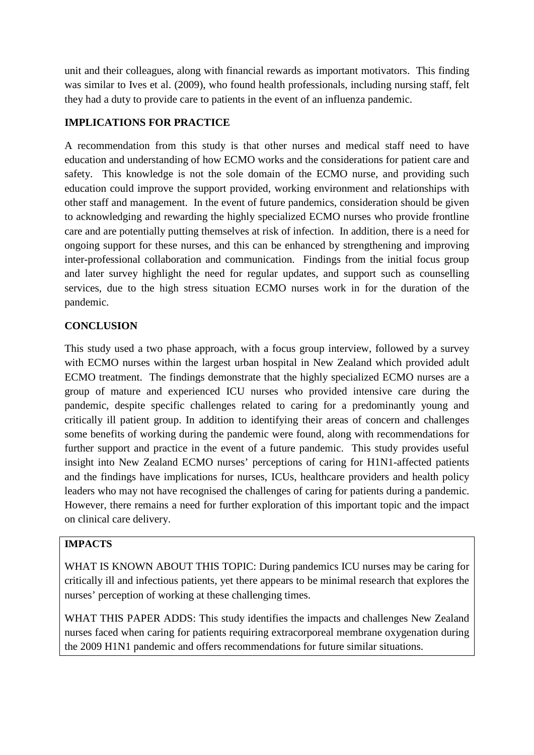unit and their colleagues, along with financial rewards as important motivators. This finding was similar to Ives et al. (2009), who found health professionals, including nursing staff, felt they had a duty to provide care to patients in the event of an influenza pandemic.

## IMPLICATIONS FOR PRACTICE

A recommendation from this study is that other nurses and medical staff need to have education and understanding of how ECMO works and the considerations for patient care and safety. This knowledge is not the sole domain of the ECMO nurse, and providing such education could improve the support provided, working environment and relationships with other staff and management. In the event of future pandemics, consideration should be given to acknowledging and rewarding the highly specialized ECMO nurses who provide frontline care and are potentially putting themselves at risk of infection. In addition, there is a need for ongoing support for these nurses, and this can be enhanced by strengthening and improving inter-professional collaboration and communication. Findings from the initial focus group and later survey highlight the need for regular updates, and support such as counselling services, due to the high stress situation ECMO nurses work in for the duration of the pandemic.

## CONCLUSION

This study used a two phase approach, with a focus group interview, followed by a survey with ECMO nurses within the largest urban hospital in New Zealand which provided adult ECMO treatment. The findings demonstrate that the highly specialized ECMO nurses are a group of mature and experienced ICU nurses who provided intensive care during the pandemic, despite specific challenges related to caring for a predominantly young and critically ill patient group. In addition to identifying their areas of concern and challenges some benefits of working during the pandemic were found, along with recommendations for further support and practice in the event of a future pandemic. This study provides useful insight into New Zealand ECMO nurses' perceptions of caring for H1N1-affected patients and the findings have implications for nurses, ICUs, healthcare providers and health policy leaders who may not have recognised the challenges of caring for patients during a pandemic. However, there remains a need for further exploration of this important topic and the impact on clinical care delivery.

**IMPACTS**

WHAT IS KNOWN ABOUT THIS TOPIC: During pandemics ICU nurses may be caring for critically ill and infectious patients, yet there appears to be minimal research that explores the nurses' perception of working at these challenging times.

WHAT THIS PAPER ADDS: This study identifies the impacts and challenges New Zealand nurses faced when caring for patients requiring extracorporeal membrane oxygenation during the 2009 H1N1 pandemic and offers recommendations for future similar situations.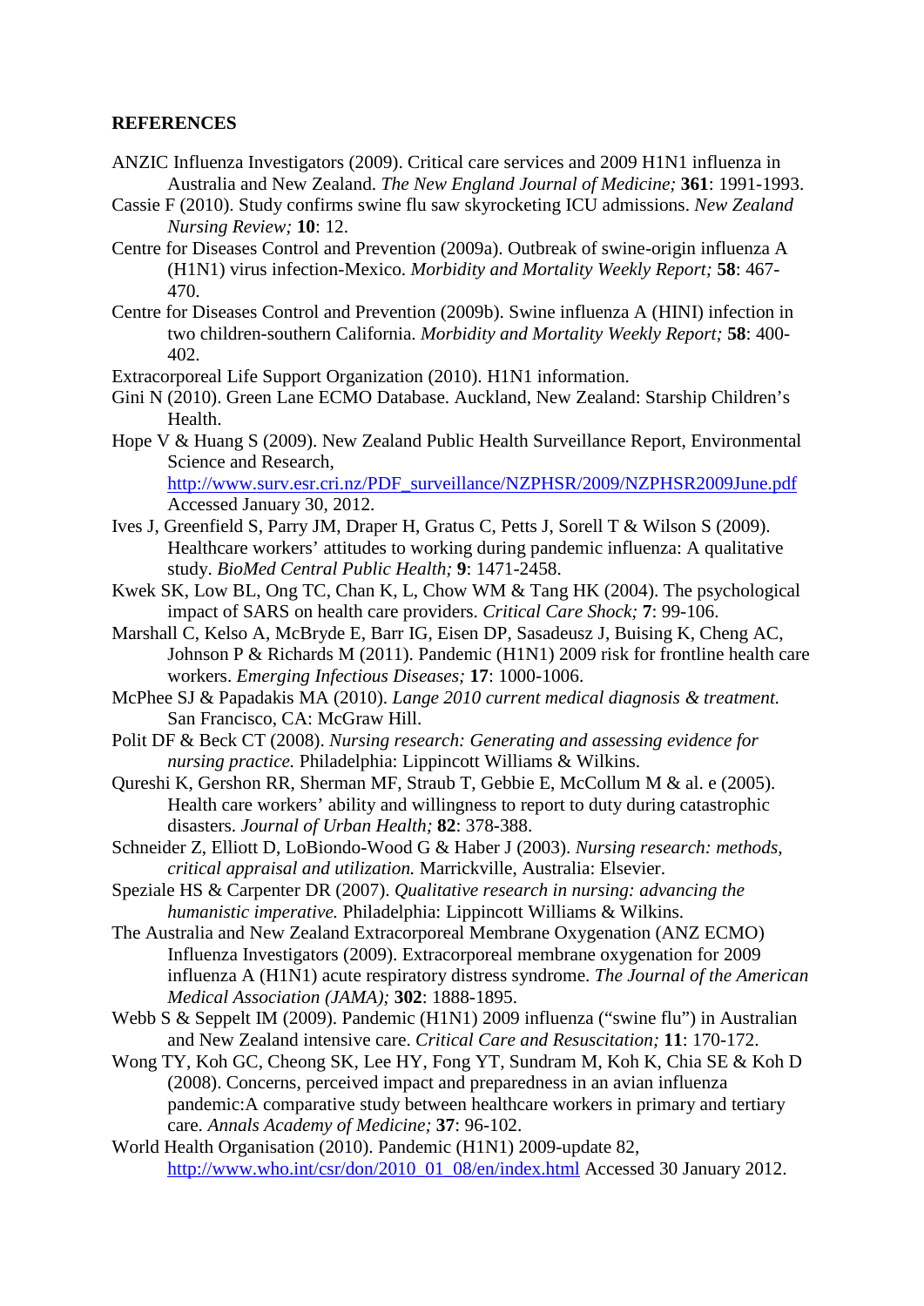**REFERENCES**

ANZIC Influenza Investigators (2009). Critical care services and 2009 H1N1 influenza in Australia and New Zealand. *The New England Journal of Medicine;* **361**: 1991-1993.

Cassie F (2010). Study confirms swine flu saw skyrocketing ICU admissions. *New Zealand Nursing Review;* **10**: 12.

Centre for Diseases Control and Prevention (2009a). Outbreak of swine-origin influenza A (H1N1) virus infection-Mexico. *Morbidity and Mortality Weekly Report;* **58**: 467-470.

Centre for Diseases Control and Prevention (2009b). Swine influenza A (HINI) infection in two children-southern California. *Morbidity and Mortality Weekly Report;* **58**: 400-402.

Extracorporeal Life Support Organization (2010). H1N1 information.

Gini N (2010). Green Lane ECMO Database. Auckland, New Zealand: Starship Children's Health.

Hope V & Huang S (2009). New Zealand Public Health Surveillance Report, Environmental Science and Research, http://www.surv.esr.cri.nz/PDF_surveillance/NZPHSR/2009/NZPHSR2009June.pdf Accessed January 30, 2012.

Ives J, Greenfield S, Parry JM, Draper H, Gratus C, Petts J, Sorell T & Wilson S (2009). Healthcare workers' attitudes to working during pandemic influenza: A qualitative study. *BioMed Central Public Health;* **9**: 1471-2458.

Kwek SK, Low BL, Ong TC, Chan K, L, Chow WM & Tang HK (2004). The psychological impact of SARS on health care providers. *Critical Care Shock;* **7**: 99-106.

Marshall C, Kelso A, McBryde E, Barr IG, Eisen DP, Sasadeusz J, Buising K, Cheng AC, Johnson P & Richards M (2011). Pandemic (H1N1) 2009 risk for frontline health care workers. *Emerging Infectious Diseases;* **17**: 1000-1006.

McPhee SJ & Papadakis MA (2010). *Lange 2010 current medical diagnosis & treatment.* San Francisco, CA: McGraw Hill.

Polit DF & Beck CT (2008). *Nursing research: Generating and assessing evidence for nursing practice.* Philadelphia: Lippincott Williams & Wilkins.

Qureshi K, Gershon RR, Sherman MF, Straub T, Gebbie E, McCollum M & al. e (2005). Health care workers' ability and willingness to report to duty during catastrophic disasters. *Journal of Urban Health;* **82**: 378-388.

Schneider Z, Elliott D, LoBiondo-Wood G & Haber J (2003). *Nursing research: methods, critical appraisal and utilization.* Marrickville, Australia: Elsevier.

Speziale HS & Carpenter DR (2007). *Qualitative research in nursing: advancing the humanistic imperative.* Philadelphia: Lippincott Williams & Wilkins.

The Australia and New Zealand Extracorporeal Membrane Oxygenation (ANZ ECMO) Influenza Investigators (2009). Extracorporeal membrane oxygenation for 2009 influenza A (H1N1) acute respiratory distress syndrome. *The Journal of the American Medical Association (JAMA);* **302**: 1888-1895.

Webb S & Seppelt IM (2009). Pandemic (H1N1) 2009 influenza ("swine flu") in Australian and New Zealand intensive care. *Critical Care and Resuscitation;* **11**: 170-172.

Wong TY, Koh GC, Cheong SK, Lee HY, Fong YT, Sundram M, Koh K, Chia SE & Koh D (2008). Concerns, perceived impact and preparedness in an avian influenza pandemic:A comparative study between healthcare workers in primary and tertiary care. *Annals Academy of Medicine;* **37**: 96-102.

World Health Organisation (2010). Pandemic (H1N1) 2009-update 82, http://www.who.int/csr/don/2010_01_08/en/index.html Accessed 30 January 2012.